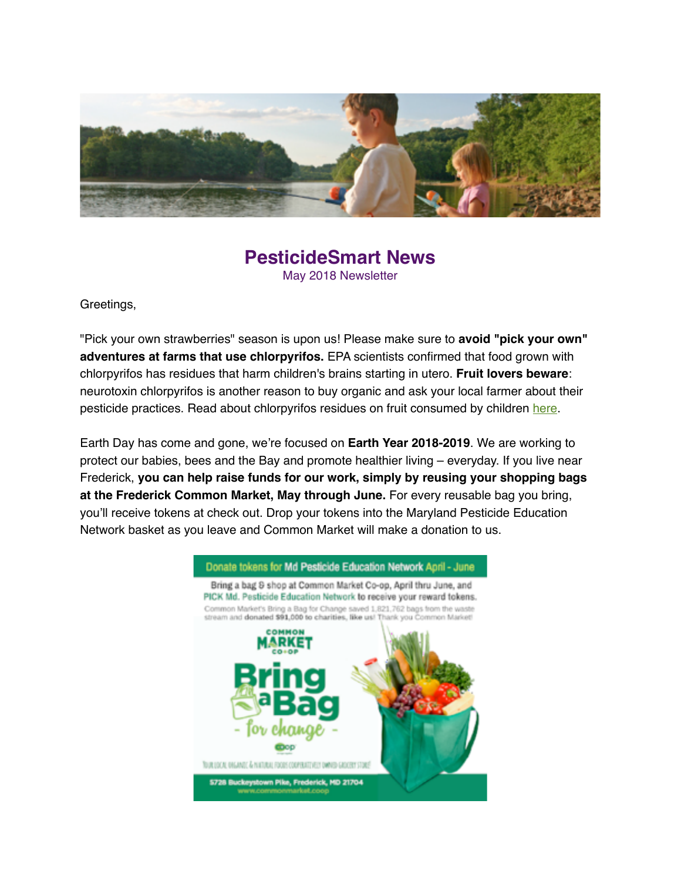# PesticideSmart News

May 2018 Newsletter

Greetings,

"Pick your own strawberries" season is upon us! Please make sure to **avoid "pick your own" adventures at farms that use chlorpyrifos.** EPA scientists confirmed that food grown with chlorpyrifos has residues that harm children's brains starting in utero. **Fruit lovers beware**: neurotoxin chlorpyrifos is another reason to buy organic and ask your local farmer about their pesticide practices. Read about chlorpyrifos residues on fruit consumed by children here.

Earth Day has come and gone, we're focused on **Earth Year 2018-2019**. We are working to protect our babies, bees and the Bay and promote healthier living – everyday. If you live near Frederick, **you can help raise funds for our work, simply by reusing your shopping bags at the Frederick Common Market, May through June.** For every reusable bag you bring, you'll receive tokens at check out. Drop your tokens into the Maryland Pesticide Education Network basket as you leave and Common Market will make a donation to us.

Donate tokens for Md Pesticide Education Network April - June

Bring a bag & shop at Common Market Co-op, April thru June, and PICK Md. Pesticide Education Network to receive your reward tokens.

Common Market's Bring a Bag for Change saved 1,821,762 bags from the waste stream and donated $91,000 to charities, like us! Thank you Common Market!

COMMON MARKET CO-OP

Bring a Bag - for change -

Your local organic & natural foods cooperatively owned grocery store

5728 Buckeystown Pike, Frederick, MD 21704

www.commonmarket.coop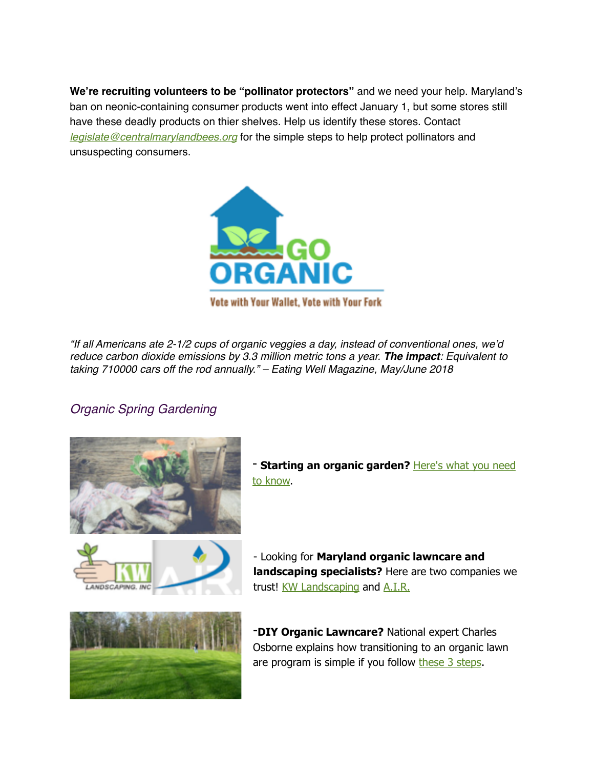**We're recruiting volunteers to be "pollinator protectors"** and we need your help. Maryland's ban on neonic-containing consumer products went into effect January 1, but some stores still have these deadly products on thier shelves. Help us identify these stores. Contact *legislate@centralmarylandbees.org* for the simple steps to help protect pollinators and unsuspecting consumers.

GO ORGANIC

Vote with Your Wallet, Vote with Your Fork

*"If all Americans ate 2-1/2 cups of organic veggies a day, instead of conventional ones, we'd reduce carbon dioxide emissions by 3.3 million metric tons a year.* ***The impact****: Equivalent to taking 710000 cars off the rod annually." – Eating Well Magazine, May/June 2018*

## *Organic Spring Gardening*

- **Starting an organic garden?** Here's what you need to know.

- Looking for **Maryland organic lawncare and landscaping specialists?** Here are two companies we trust! KW Landscaping and A.I.R.

- **DIY Organic Lawncare?** National expert Charles Osborne explains how transitioning to an organic lawn are program is simple if you follow these 3 steps.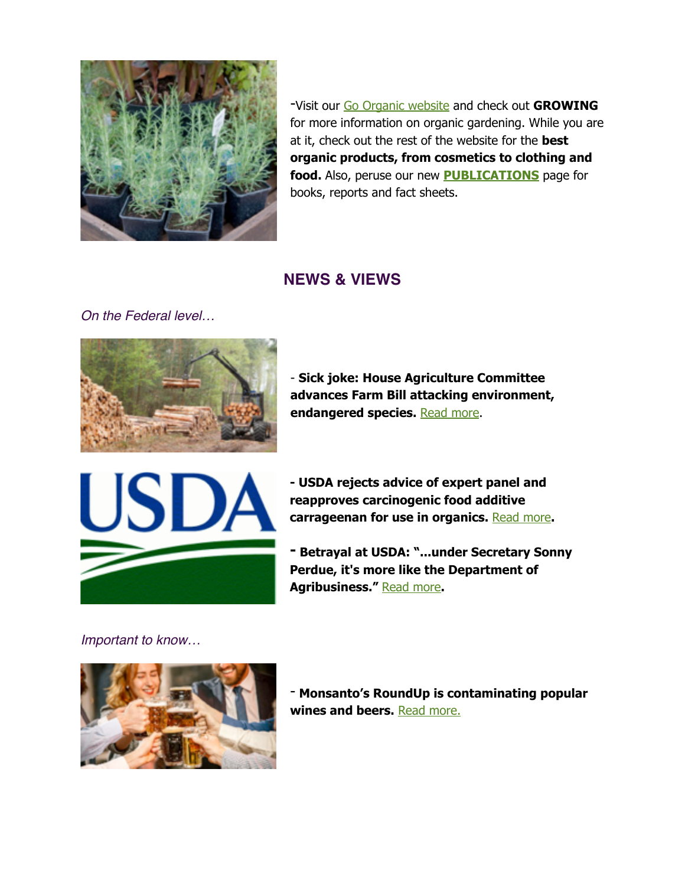-Visit our Go Organic website and check out **GROWING** for more information on organic gardening. While you are at it, check out the rest of the website for the **best organic products, from cosmetics to clothing and food.** Also, peruse our new **PUBLICATIONS** page for books, reports and fact sheets.

## NEWS & VIEWS

*On the Federal level…*

- **Sick joke: House Agriculture Committee advances Farm Bill attacking environment, endangered species.** Read more.

- **USDA rejects advice of expert panel and reapproves carcinogenic food additive carrageenan for use in organics.** Read more.

- **Betrayal at USDA: "...under Secretary Sonny Perdue, it's more like the Department of Agribusiness."** Read more.

*Important to know…*

- **Monsanto's RoundUp is contaminating popular wines and beers.** Read more.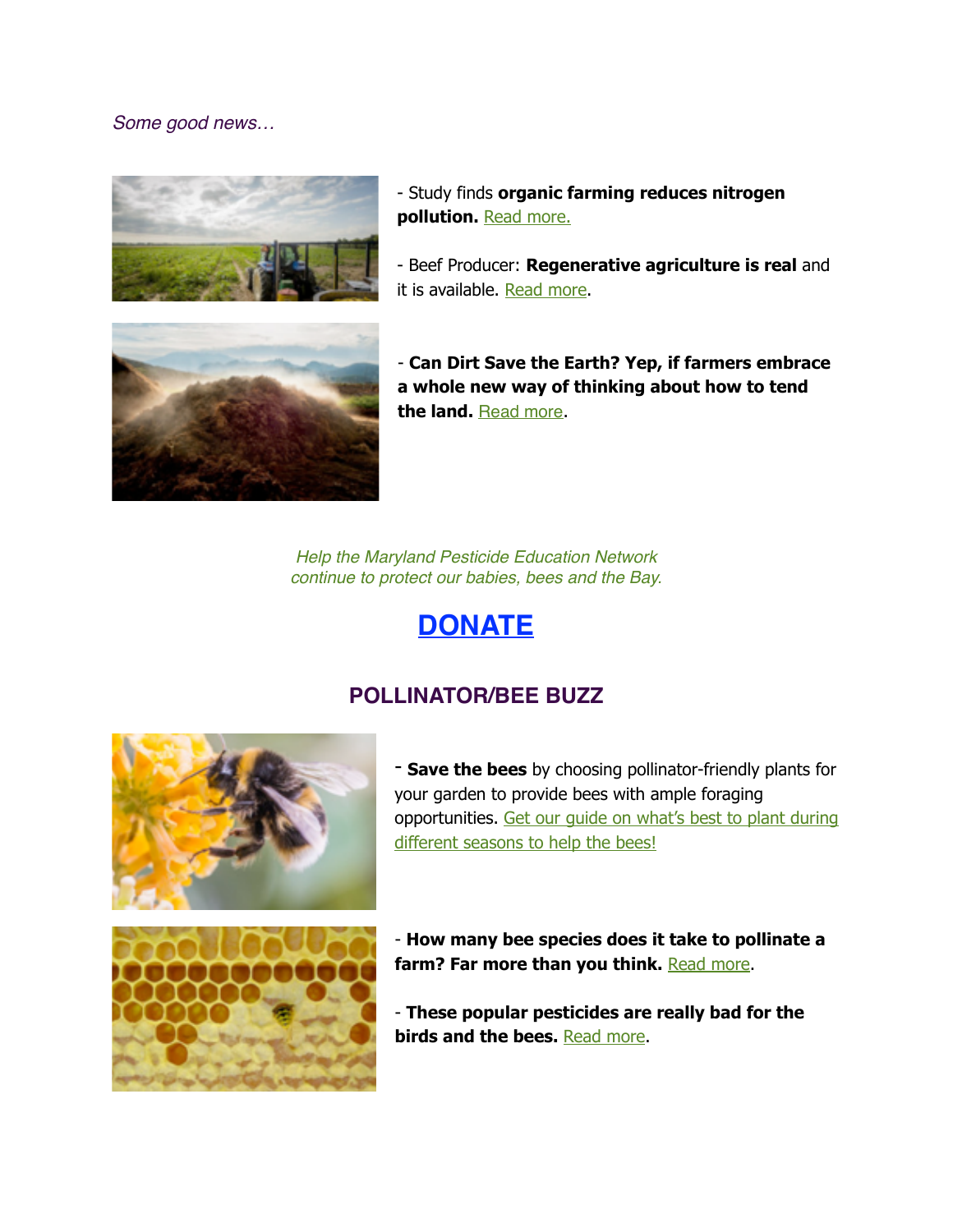*Some good news…*

- Study finds **organic farming reduces nitrogen pollution.** Read more.

- Beef Producer: **Regenerative agriculture is real** and it is available. Read more.

- **Can Dirt Save the Earth? Yep, if farmers embrace a whole new way of thinking about how to tend the land.** Read more.

*Help the Maryland Pesticide Education Network continue to protect our babies, bees and the Bay.*

## DONATE

## POLLINATOR/BEE BUZZ

- **Save the bees** by choosing pollinator-friendly plants for your garden to provide bees with ample foraging opportunities. Get our guide on what's best to plant during different seasons to help the bees!

- **How many bee species does it take to pollinate a farm? Far more than you think.** Read more.

- **These popular pesticides are really bad for the birds and the bees.** Read more.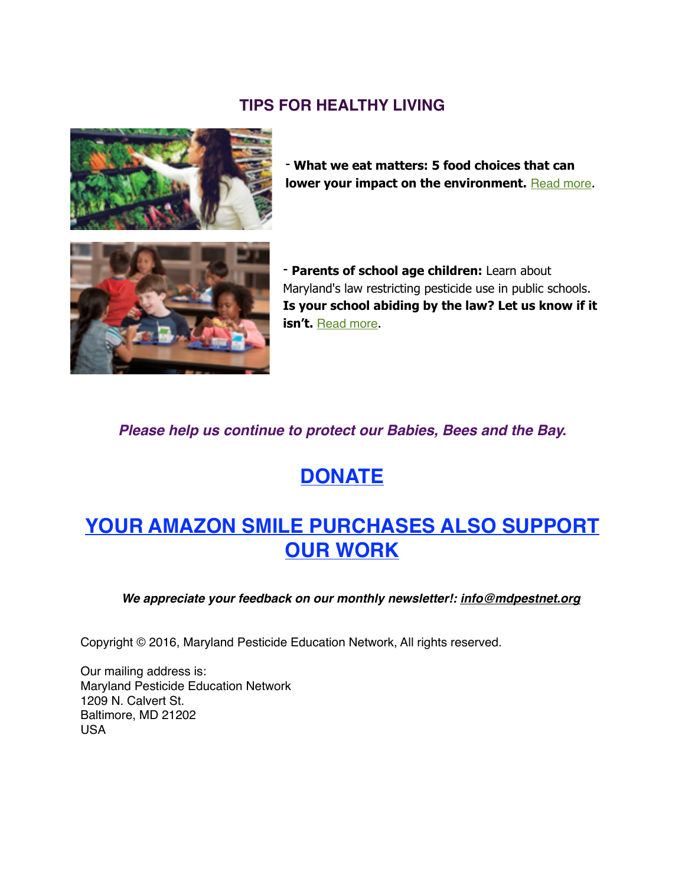## TIPS FOR HEALTHY LIVING

- **What we eat matters: 5 food choices that can lower your impact on the environment.** Read more.

- **Parents of school age children:** Learn about Maryland's law restricting pesticide use in public schools. **Is your school abiding by the law? Let us know if it isn't.** Read more.

***Please help us continue to protect our Babies, Bees and the Bay.***

## DONATE

## YOUR AMAZON SMILE PURCHASES ALSO SUPPORT OUR WORK

***We appreciate your feedback on our monthly newsletter!: info@mdpestnet.org***

Copyright © 2016, Maryland Pesticide Education Network, All rights reserved.

Our mailing address is:
Maryland Pesticide Education Network
1209 N. Calvert St.
Baltimore, MD 21202
USA